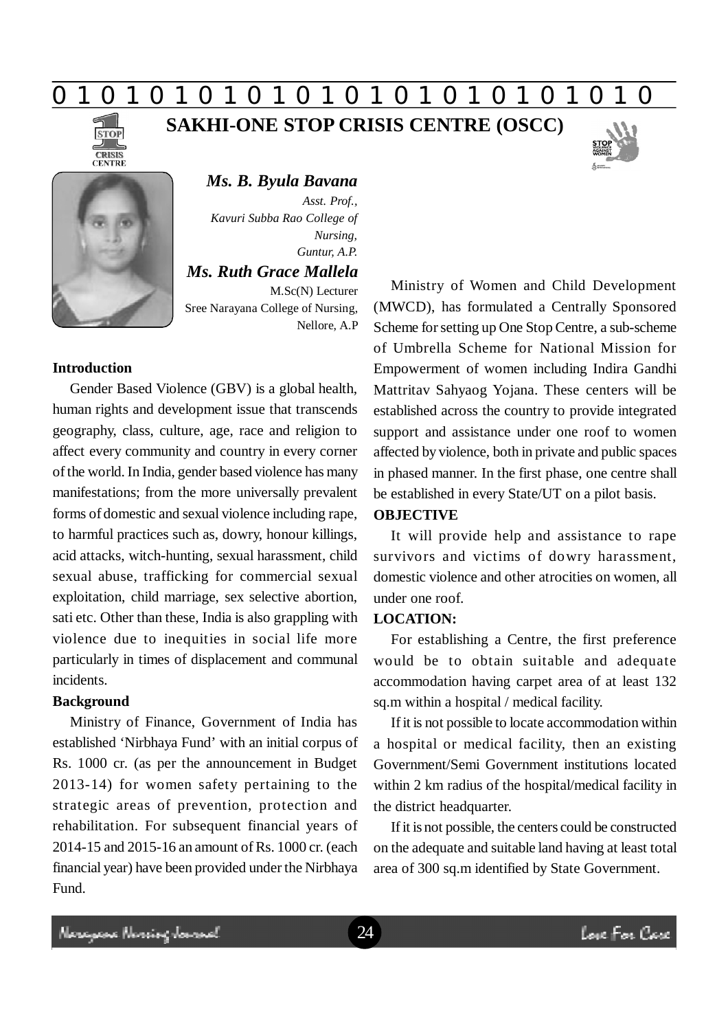# SAKHI-ONE STOP CRISIS CENTRE (OSCC)

***Ms. B. Byula Bavana***
*Asst. Prof.,*
*Kavuri Subba Rao College of Nursing,*
*Guntur, A.P.*

***Ms. Ruth Grace Mallela***
M.Sc(N) Lecturer
Sree Narayana College of Nursing,
Nellore, A.P

## Introduction

Gender Based Violence (GBV) is a global health, human rights and development issue that transcends geography, class, culture, age, race and religion to affect every community and country in every corner of the world. In India, gender based violence has many manifestations; from the more universally prevalent forms of domestic and sexual violence including rape, to harmful practices such as, dowry, honour killings, acid attacks, witch-hunting, sexual harassment, child sexual abuse, trafficking for commercial sexual exploitation, child marriage, sex selective abortion, sati etc. Other than these, India is also grappling with violence due to inequities in social life more particularly in times of displacement and communal incidents.

## Background

Ministry of Finance, Government of India has established 'Nirbhaya Fund' with an initial corpus of Rs. 1000 cr. (as per the announcement in Budget 2013-14) for women safety pertaining to the strategic areas of prevention, protection and rehabilitation. For subsequent financial years of 2014-15 and 2015-16 an amount of Rs. 1000 cr. (each financial year) have been provided under the Nirbhaya Fund.

Ministry of Women and Child Development (MWCD), has formulated a Centrally Sponsored Scheme for setting up One Stop Centre, a sub-scheme of Umbrella Scheme for National Mission for Empowerment of women including Indira Gandhi Mattritav Sahyaog Yojana. These centers will be established across the country to provide integrated support and assistance under one roof to women affected by violence, both in private and public spaces in phased manner. In the first phase, one centre shall be established in every State/UT on a pilot basis.

## OBJECTIVE

It will provide help and assistance to rape survivors and victims of dowry harassment, domestic violence and other atrocities on women, all under one roof.

## LOCATION:

For establishing a Centre, the first preference would be to obtain suitable and adequate accommodation having carpet area of at least 132 sq.m within a hospital / medical facility.

If it is not possible to locate accommodation within a hospital or medical facility, then an existing Government/Semi Government institutions located within 2 km radius of the hospital/medical facility in the district headquarter.

If it is not possible, the centers could be constructed on the adequate and suitable land having at least total area of 300 sq.m identified by State Government.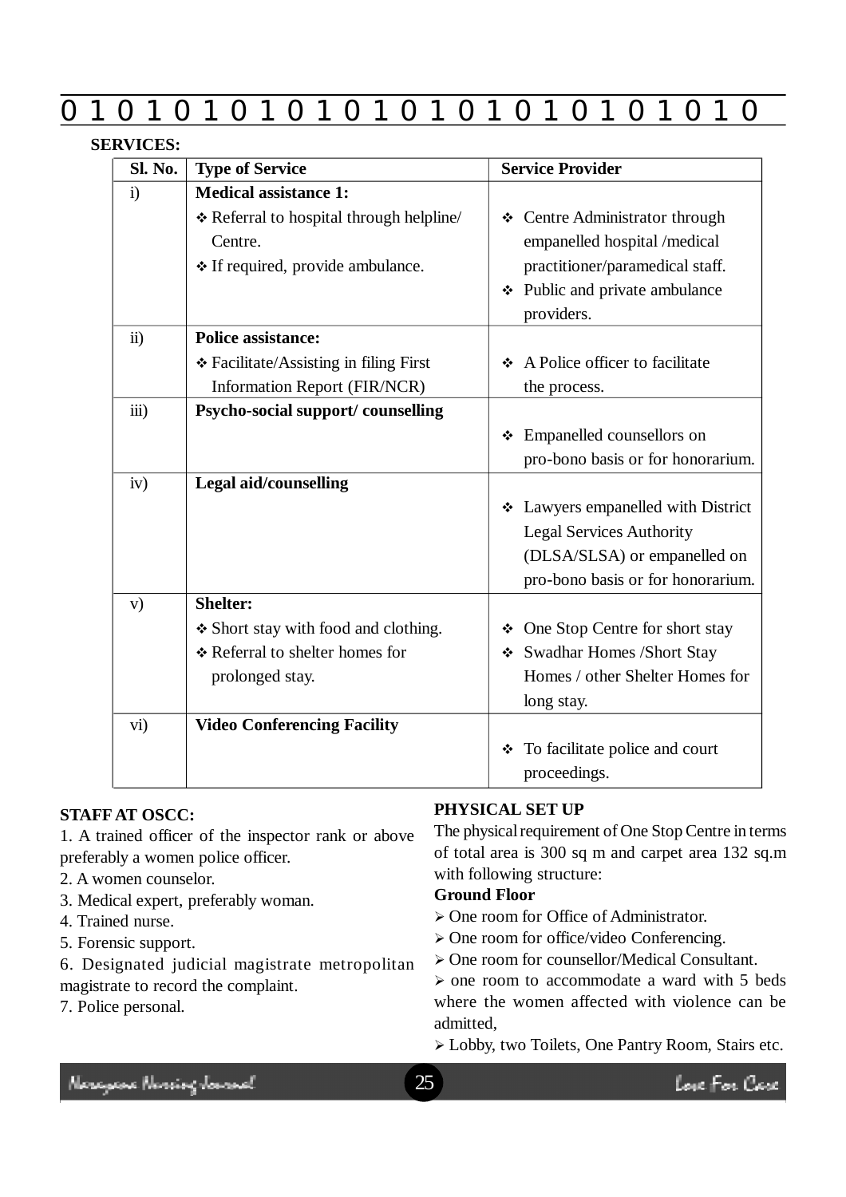**SERVICES:**

| Sl. No. | Type of Service | Service Provider |
|---|---|---|
| i) | **Medical assistance 1:** ❖ Referral to hospital through helpline/ Centre. ❖ If required, provide ambulance. | ❖ Centre Administrator through empanelled hospital /medical practitioner/paramedical staff. ❖ Public and private ambulance providers. |
| ii) | **Police assistance:** ❖ Facilitate/Assisting in filing First Information Report (FIR/NCR) | ❖ A Police officer to facilitate the process. |
| iii) | **Psycho-social support/ counselling** | ❖ Empanelled counsellors on pro-bono basis or for honorarium. |
| iv) | **Legal aid/counselling** | ❖ Lawyers empanelled with District Legal Services Authority (DLSA/SLSA) or empanelled on pro-bono basis or for honorarium. |
| v) | **Shelter:** ❖ Short stay with food and clothing. ❖ Referral to shelter homes for prolonged stay. | ❖ One Stop Centre for short stay ❖ Swadhar Homes /Short Stay Homes / other Shelter Homes for long stay. |
| vi) | **Video Conferencing Facility** | ❖ To facilitate police and court proceedings. |

**STAFF AT OSCC:**

1. A trained officer of the inspector rank or above preferably a women police officer.
2. A women counselor.
3. Medical expert, preferably woman.
4. Trained nurse.
5. Forensic support.
6. Designated judicial magistrate metropolitan magistrate to record the complaint.
7. Police personal.

**PHYSICAL SET UP**

The physical requirement of One Stop Centre in terms of total area is 300 sq m and carpet area 132 sq.m with following structure:

**Ground Floor**

- One room for Office of Administrator.
- One room for office/video Conferencing.
- One room for counsellor/Medical Consultant.
- one room to accommodate a ward with 5 beds where the women affected with violence can be admitted,
- Lobby, two Toilets, One Pantry Room, Stairs etc.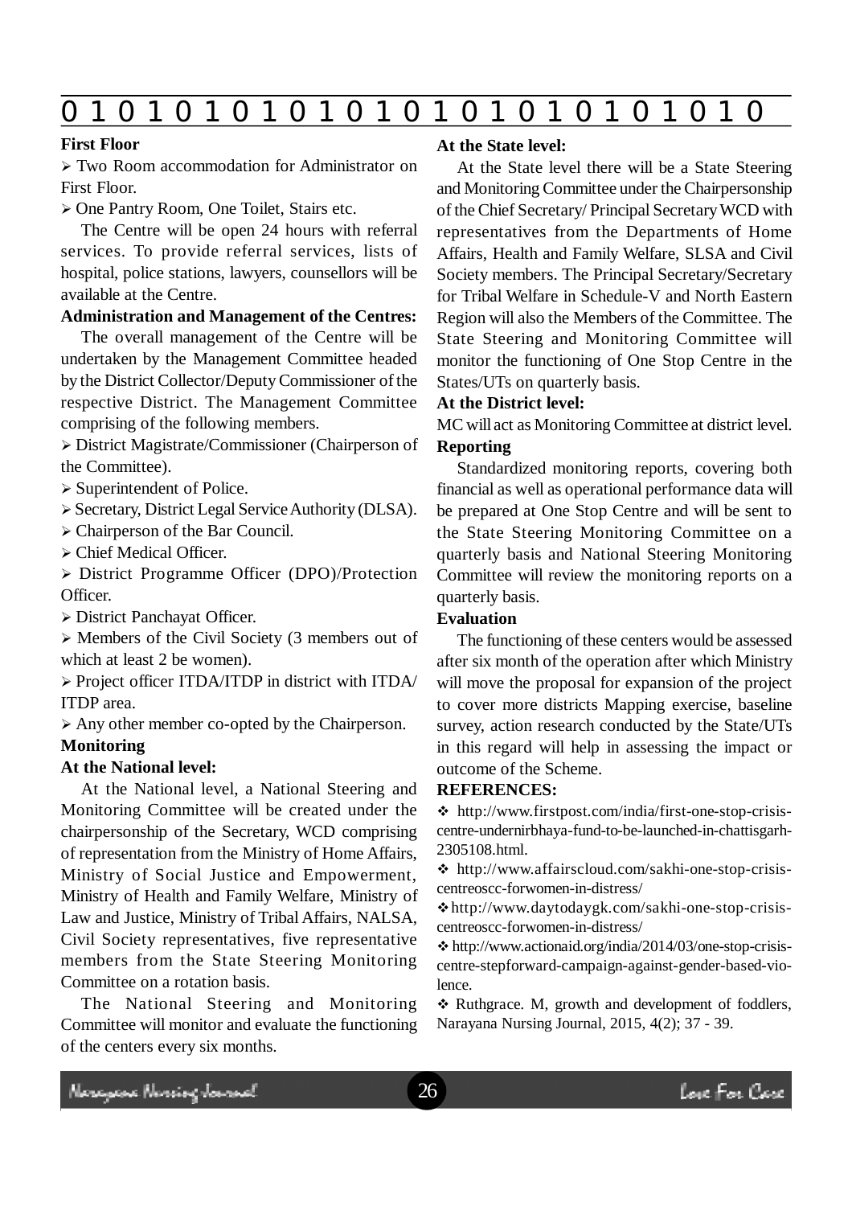**First Floor**

- Two Room accommodation for Administrator on First Floor.
- One Pantry Room, One Toilet, Stairs etc.

The Centre will be open 24 hours with referral services. To provide referral services, lists of hospital, police stations, lawyers, counsellors will be available at the Centre.

**Administration and Management of the Centres:**

The overall management of the Centre will be undertaken by the Management Committee headed by the District Collector/Deputy Commissioner of the respective District. The Management Committee comprising of the following members.

- District Magistrate/Commissioner (Chairperson of the Committee).
- Superintendent of Police.
- Secretary, District Legal Service Authority (DLSA).
- Chairperson of the Bar Council.
- Chief Medical Officer.
- District Programme Officer (DPO)/Protection Officer.
- District Panchayat Officer.
- Members of the Civil Society (3 members out of which at least 2 be women).
- Project officer ITDA/ITDP in district with ITDA/ ITDP area.
- Any other member co-opted by the Chairperson.

**Monitoring**

**At the National level:**

At the National level, a National Steering and Monitoring Committee will be created under the chairpersonship of the Secretary, WCD comprising of representation from the Ministry of Home Affairs, Ministry of Social Justice and Empowerment, Ministry of Health and Family Welfare, Ministry of Law and Justice, Ministry of Tribal Affairs, NALSA, Civil Society representatives, five representative members from the State Steering Monitoring Committee on a rotation basis.

The National Steering and Monitoring Committee will monitor and evaluate the functioning of the centers every six months.

**At the State level:**

At the State level there will be a State Steering and Monitoring Committee under the Chairpersonship of the Chief Secretary/ Principal Secretary WCD with representatives from the Departments of Home Affairs, Health and Family Welfare, SLSA and Civil Society members. The Principal Secretary/Secretary for Tribal Welfare in Schedule-V and North Eastern Region will also the Members of the Committee. The State Steering and Monitoring Committee will monitor the functioning of One Stop Centre in the States/UTs on quarterly basis.

**At the District level:**

MC will act as Monitoring Committee at district level.

**Reporting**

Standardized monitoring reports, covering both financial as well as operational performance data will be prepared at One Stop Centre and will be sent to the State Steering Monitoring Committee on a quarterly basis and National Steering Monitoring Committee will review the monitoring reports on a quarterly basis.

**Evaluation**

The functioning of these centers would be assessed after six month of the operation after which Ministry will move the proposal for expansion of the project to cover more districts Mapping exercise, baseline survey, action research conducted by the State/UTs in this regard will help in assessing the impact or outcome of the Scheme.

**REFERENCES:**

- http://www.firstpost.com/india/first-one-stop-crisis-centre-undernirbhaya-fund-to-be-launched-in-chattisgarh-2305108.html.
- http://www.affairscloud.com/sakhi-one-stop-crisis-centreoscc-forwomen-in-distress/
- http://www.daytodaygk.com/sakhi-one-stop-crisis-centreoscc-forwomen-in-distress/
- http://www.actionaid.org/india/2014/03/one-stop-crisis-centre-stepforward-campaign-against-gender-based-violence.
- Ruthgrace. M, growth and development of foddlers, Narayana Nursing Journal, 2015, 4(2); 37 - 39.